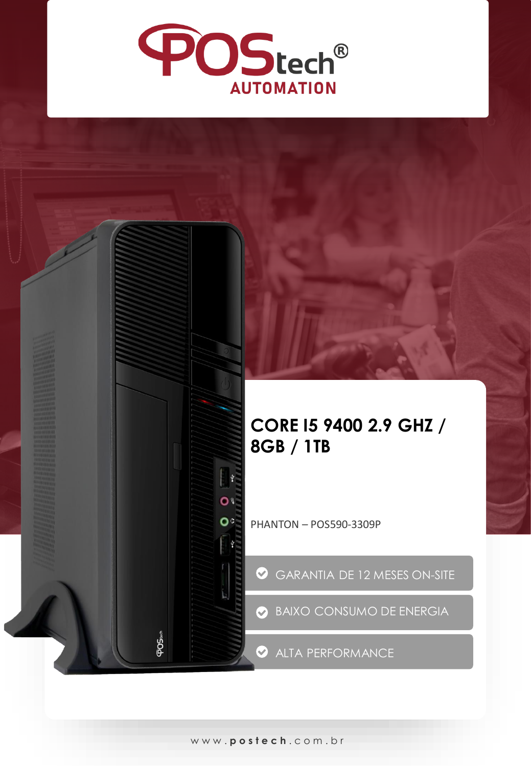# POStech® AUTOMATION

## CORE I5 9400 2.9 GHZ / 8GB / 1TB

PHANTON – POS590-3309P

- GARANTIA DE 12 MESES ON-SITE
- BAIXO CONSUMO DE ENERGIA
- ALTA PERFORMANCE

www.postech.com.br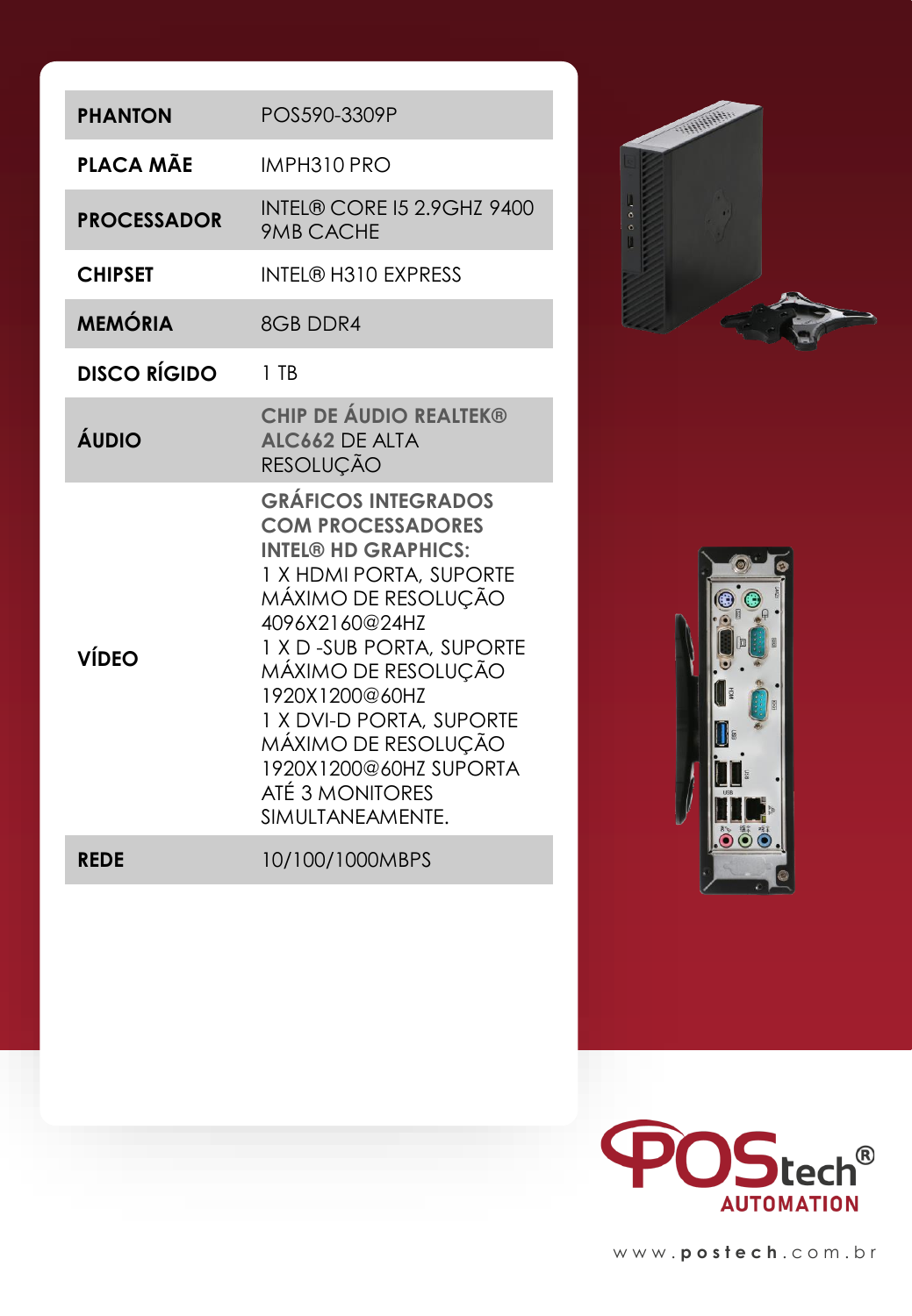| PHANTON | POS590-3309P |
| --- | --- |
| PLACA MÃE | IMPH310 PRO |
| PROCESSADOR | INTEL® CORE I5 2.9GHZ 9400 9MB CACHE |
| CHIPSET | INTEL® H310 EXPRESS |
| MEMÓRIA | 8GB DDR4 |
| DISCO RÍGIDO | 1 TB |
| ÁUDIO | **CHIP DE ÁUDIO REALTEK® ALC662** DE ALTA RESOLUÇÃO |
| VÍDEO | **GRÁFICOS INTEGRADOS COM PROCESSADORES INTEL® HD GRAPHICS:** 1 X HDMI PORTA, SUPORTE MÁXIMO DE RESOLUÇÃO 4096X2160@24HZ 1 X D -SUB PORTA, SUPORTE MÁXIMO DE RESOLUÇÃO 1920X1200@60HZ 1 X DVI-D PORTA, SUPORTE MÁXIMO DE RESOLUÇÃO 1920X1200@60HZ SUPORTA ATÉ 3 MONITORES SIMULTANEAMENTE. |
| REDE | 10/100/1000MBPS |

POStech® AUTOMATION

www.postech.com.br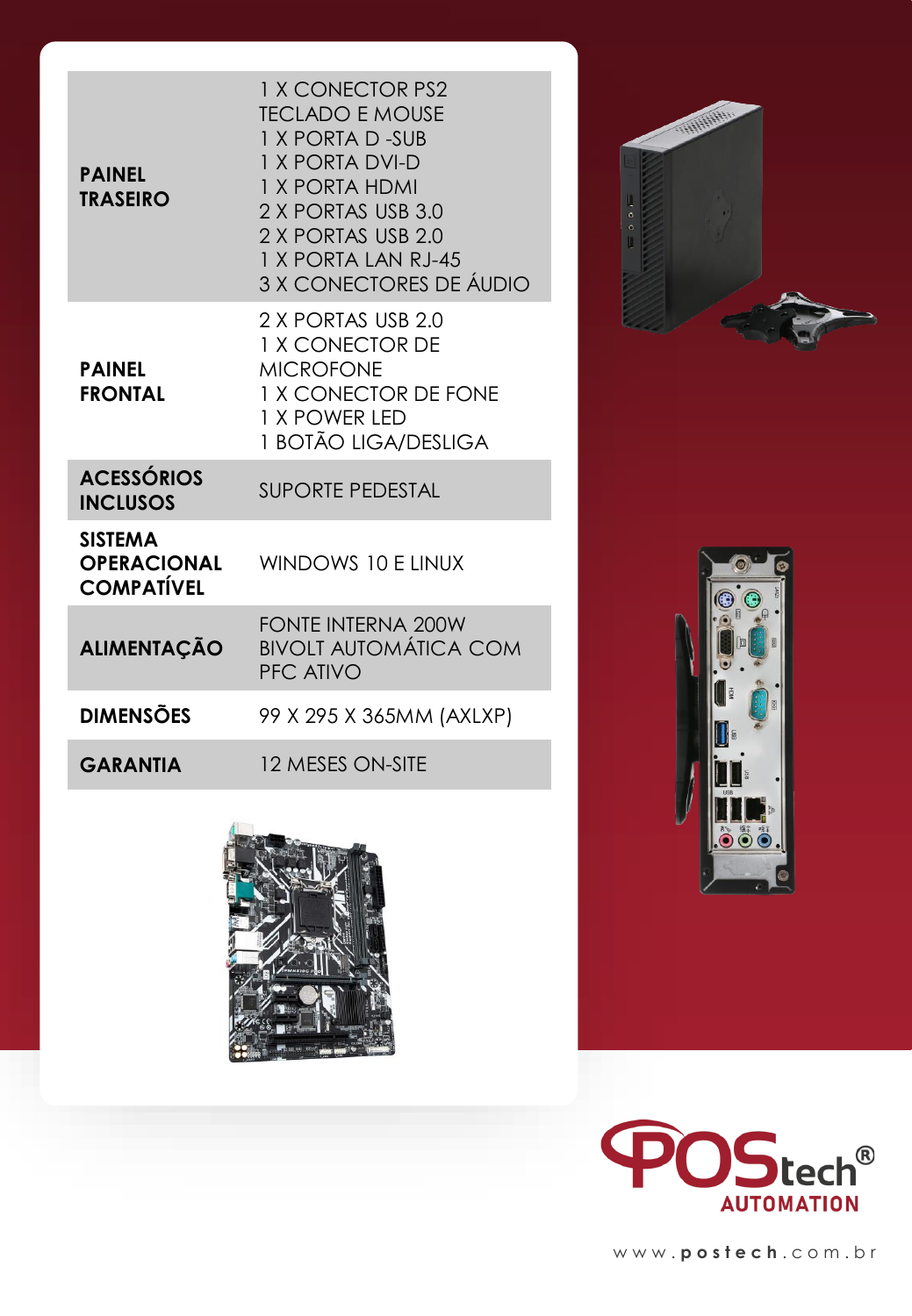| | |
|---|---|
| **PAINEL TRASEIRO** | 1 X CONECTOR PS2 TECLADO E MOUSE<br>1 X PORTA D -SUB<br>1 X PORTA DVI-D<br>1 X PORTA HDMI<br>2 X PORTAS USB 3.0<br>2 X PORTAS USB 2.0<br>1 X PORTA LAN RJ-45<br>3 X CONECTORES DE ÁUDIO |
| **PAINEL FRONTAL** | 2 X PORTAS USB 2.0<br>1 X CONECTOR DE MICROFONE<br>1 X CONECTOR DE FONE<br>1 X POWER LED<br>1 BOTÃO LIGA/DESLIGA |
| **ACESSÓRIOS INCLUSOS** | SUPORTE PEDESTAL |
| **SISTEMA OPERACIONAL COMPATÍVEL** | WINDOWS 10 E LINUX |
| **ALIMENTAÇÃO** | FONTE INTERNA 200W BIVOLT AUTOMÁTICA COM PFC ATIVO |
| **DIMENSÕES** | 99 X 295 X 365MM (AXLXP) |
| **GARANTIA** | 12 MESES ON-SITE |

POStech® AUTOMATION

www.postech.com.br